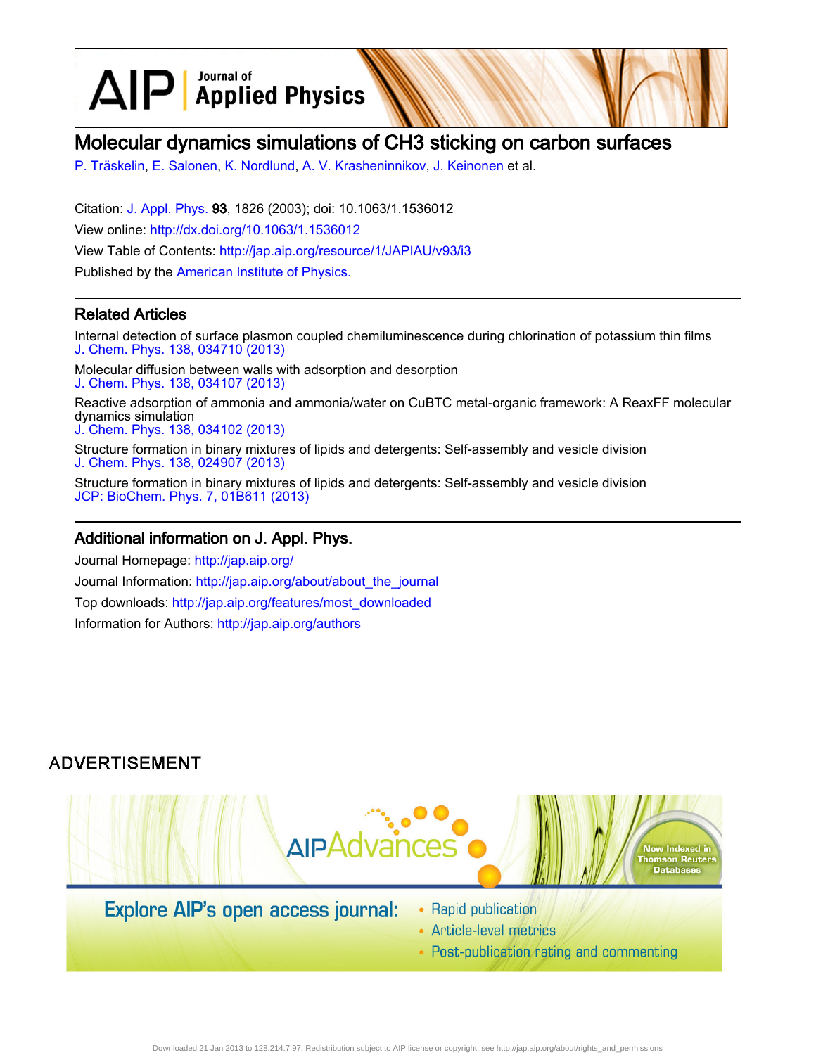# Molecular dynamics simulations of CH3 sticking on carbon surfaces

P. Träskelin, E. Salonen, K. Nordlund, A. V. Krasheninnikov, J. Keinonen et al.

Citation: J. Appl. Phys. **93**, 1826 (2003); doi: 10.1063/1.1536012

View online: http://dx.doi.org/10.1063/1.1536012

View Table of Contents: http://jap.aip.org/resource/1/JAPIAU/v93/i3

Published by the American Institute of Physics.

## Related Articles

Internal detection of surface plasmon coupled chemiluminescence during chlorination of potassium thin films
J. Chem. Phys. 138, 034710 (2013)

Molecular diffusion between walls with adsorption and desorption
J. Chem. Phys. 138, 034107 (2013)

Reactive adsorption of ammonia and ammonia/water on CuBTC metal-organic framework: A ReaxFF molecular dynamics simulation
J. Chem. Phys. 138, 034102 (2013)

Structure formation in binary mixtures of lipids and detergents: Self-assembly and vesicle division
J. Chem. Phys. 138, 024907 (2013)

Structure formation in binary mixtures of lipids and detergents: Self-assembly and vesicle division
JCP: BioChem. Phys. 7, 01B611 (2013)

## Additional information on J. Appl. Phys.

Journal Homepage: http://jap.aip.org/

Journal Information: http://jap.aip.org/about/about_the_journal

Top downloads: http://jap.aip.org/features/most_downloaded

Information for Authors: http://jap.aip.org/authors

ADVERTISEMENT

AIPAdvances

Now Indexed in Thomson Reuters Databases

Explore AIP's open access journal:

- Rapid publication
- Article-level metrics
- Post-publication rating and commenting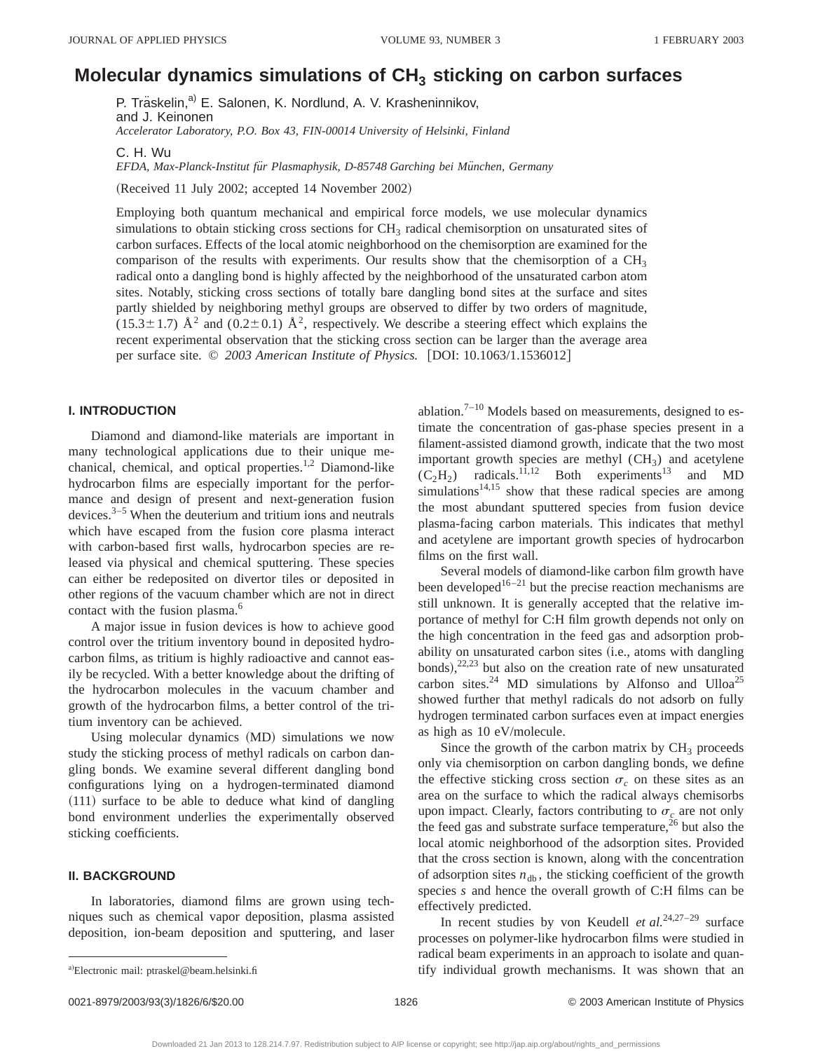# Molecular dynamics simulations of $CH_3$ sticking on carbon surfaces

P. Träskelin,[a] E. Salonen, K. Nordlund, A. V. Krasheninnikov, and J. Keinonen

*Accelerator Laboratory, P.O. Box 43, FIN-00014 University of Helsinki, Finland*

C. H. Wu

*EFDA, Max-Planck-Institut für Plasmaphysik, D-85748 Garching bei München, Germany*

(Received 11 July 2002; accepted 14 November 2002)

Employing both quantum mechanical and empirical force models, we use molecular dynamics simulations to obtain sticking cross sections for $CH_3$ radical chemisorption on unsaturated sites of carbon surfaces. Effects of the local atomic neighborhood on the chemisorption are examined for the comparison of the results with experiments. Our results show that the chemisorption of a $CH_3$ radical onto a dangling bond is highly affected by the neighborhood of the unsaturated carbon atom sites. Notably, sticking cross sections of totally bare dangling bond sites at the surface and sites partly shielded by neighboring methyl groups are observed to differ by two orders of magnitude, $(15.3\pm1.7)$ Å$^2$ and $(0.2\pm0.1)$ Å$^2$, respectively. We describe a steering effect which explains the recent experimental observation that the sticking cross section can be larger than the average area per surface site. © *2003 American Institute of Physics.* [DOI: 10.1063/1.1536012]

## I. INTRODUCTION

Diamond and diamond-like materials are important in many technological applications due to their unique mechanical, chemical, and optical properties.[1,2] Diamond-like hydrocarbon films are especially important for the performance and design of present and next-generation fusion devices.[3–5] When the deuterium and tritium ions and neutrals which have escaped from the fusion core plasma interact with carbon-based first walls, hydrocarbon species are released via physical and chemical sputtering. These species can either be redeposited on divertor tiles or deposited in other regions of the vacuum chamber which are not in direct contact with the fusion plasma.[6]

A major issue in fusion devices is how to achieve good control over the tritium inventory bound in deposited hydrocarbon films, as tritium is highly radioactive and cannot easily be recycled. With a better knowledge about the drifting of the hydrocarbon molecules in the vacuum chamber and growth of the hydrocarbon films, a better control of the tritium inventory can be achieved.

Using molecular dynamics (MD) simulations we now study the sticking process of methyl radicals on carbon dangling bonds. We examine several different dangling bond configurations lying on a hydrogen-terminated diamond (111) surface to be able to deduce what kind of dangling bond environment underlies the experimentally observed sticking coefficients.

## II. BACKGROUND

In laboratories, diamond films are grown using techniques such as chemical vapor deposition, plasma assisted deposition, ion-beam deposition and sputtering, and laser ablation.[7–10] Models based on measurements, designed to estimate the concentration of gas-phase species present in a filament-assisted diamond growth, indicate that the two most important growth species are methyl ($CH_3$) and acetylene ($C_2H_2$) radicals.[11,12] Both experiments[13] and MD simulations[14,15] show that these radical species are among the most abundant sputtered species from fusion device plasma-facing carbon materials. This indicates that methyl and acetylene are important growth species of hydrocarbon films on the first wall.

Several models of diamond-like carbon film growth have been developed[16–21] but the precise reaction mechanisms are still unknown. It is generally accepted that the relative importance of methyl for C:H film growth depends not only on the high concentration in the feed gas and adsorption probability on unsaturated carbon sites (i.e., atoms with dangling bonds),[22,23] but also on the creation rate of new unsaturated carbon sites.[24] MD simulations by Alfonso and Ulloa[25] showed further that methyl radicals do not adsorb on fully hydrogen terminated carbon surfaces even at impact energies as high as 10 eV/molecule.

Since the growth of the carbon matrix by $CH_3$ proceeds only via chemisorption on carbon dangling bonds, we define the effective sticking cross section $\sigma_c$ on these sites as an area on the surface to which the radical always chemisorbs upon impact. Clearly, factors contributing to $\sigma_c$ are not only the feed gas and substrate surface temperature,[26] but also the local atomic neighborhood of the adsorption sites. Provided that the cross section is known, along with the concentration of adsorption sites $n_{db}$, the sticking coefficient of the growth species $s$ and hence the overall growth of C:H films can be effectively predicted.

In recent studies by von Keudell *et al.*[24,27–29] surface processes on polymer-like hydrocarbon films were studied in radical beam experiments in an approach to isolate and quantify individual growth mechanisms. It was shown that an

[a]Electronic mail: ptraskel@beam.helsinki.fi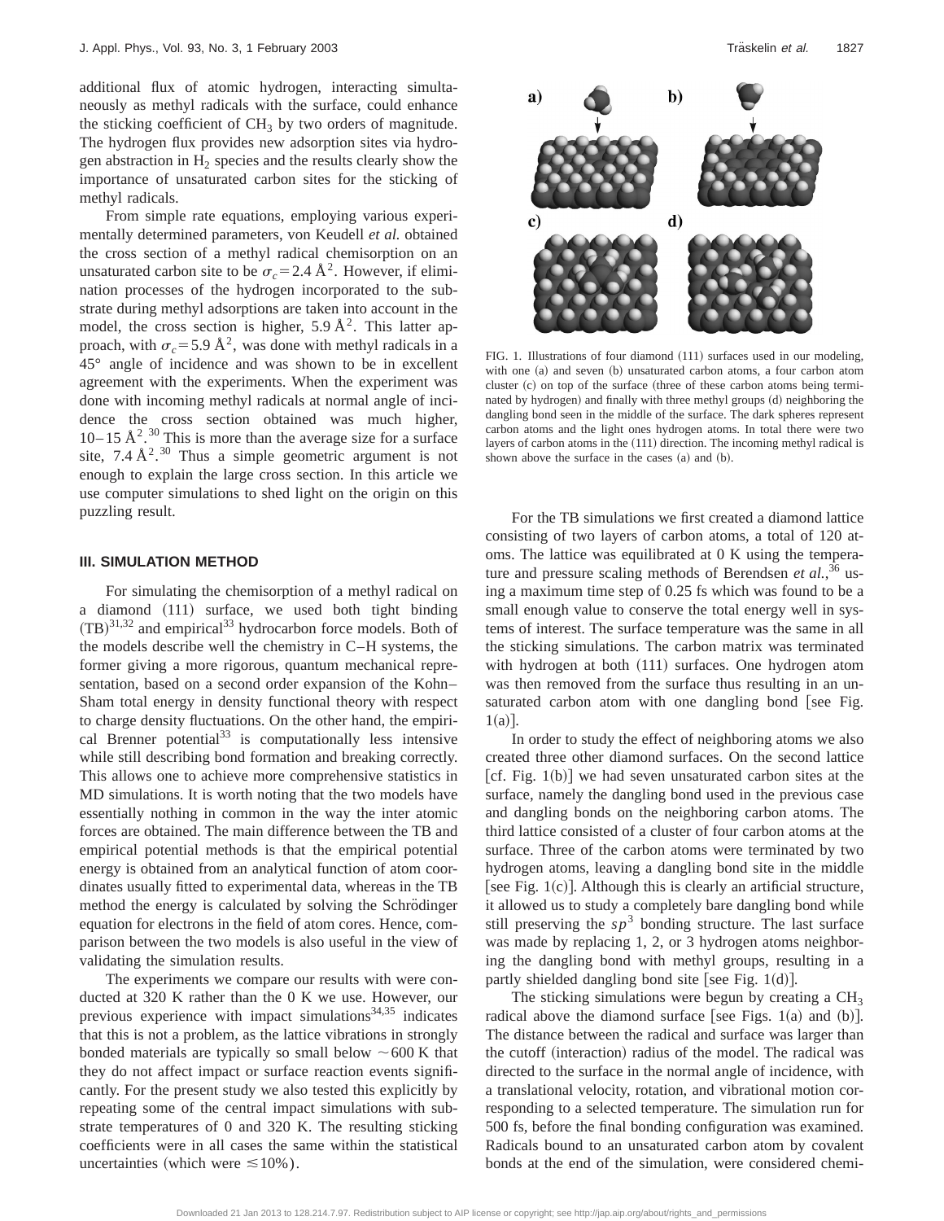additional flux of atomic hydrogen, interacting simultaneously as methyl radicals with the surface, could enhance the sticking coefficient of $CH_3$ by two orders of magnitude. The hydrogen flux provides new adsorption sites via hydrogen abstraction in $H_2$ species and the results clearly show the importance of unsaturated carbon sites for the sticking of methyl radicals.

From simple rate equations, employing various experimentally determined parameters, von Keudell *et al.* obtained the cross section of a methyl radical chemisorption on an unsaturated carbon site to be $\sigma_c = 2.4$ Å$^2$. However, if elimination processes of the hydrogen incorporated to the substrate during methyl adsorptions are taken into account in the model, the cross section is higher, 5.9 Å$^2$. This latter approach, with $\sigma_c = 5.9$ Å$^2$, was done with methyl radicals in a 45° angle of incidence and was shown to be in excellent agreement with the experiments. When the experiment was done with incoming methyl radicals at normal angle of incidence the cross section obtained was much higher, 10–15 Å$^2$.[30] This is more than the average size for a surface site, 7.4 Å$^2$.[30] Thus a simple geometric argument is not enough to explain the large cross section. In this article we use computer simulations to shed light on the origin on this puzzling result.

## III. SIMULATION METHOD

For simulating the chemisorption of a methyl radical on a diamond (111) surface, we used both tight binding (TB)[31,32] and empirical[33] hydrocarbon force models. Both of the models describe well the chemistry in C–H systems, the former giving a more rigorous, quantum mechanical representation, based on a second order expansion of the Kohn–Sham total energy in density functional theory with respect to charge density fluctuations. On the other hand, the empirical Brenner potential[33] is computationally less intensive while still describing bond formation and breaking correctly. This allows one to achieve more comprehensive statistics in MD simulations. It is worth noting that the two models have essentially nothing in common in the way the inter atomic forces are obtained. The main difference between the TB and empirical potential methods is that the empirical potential energy is obtained from an analytical function of atom coordinates usually fitted to experimental data, whereas in the TB method the energy is calculated by solving the Schrödinger equation for electrons in the field of atom cores. Hence, comparison between the two models is also useful in the view of validating the simulation results.

The experiments we compare our results with were conducted at 320 K rather than the 0 K we use. However, our previous experience with impact simulations[34,35] indicates that this is not a problem, as the lattice vibrations in strongly bonded materials are typically so small below ~600 K that they do not affect impact or surface reaction events significantly. For the present study we also tested this explicitly by repeating some of the central impact simulations with substrate temperatures of 0 and 320 K. The resulting sticking coefficients were in all cases the same within the statistical uncertainties (which were ≲10%).

FIG. 1. Illustrations of four diamond (111) surfaces used in our modeling, with one (a) and seven (b) unsaturated carbon atoms, a four carbon atom cluster (c) on top of the surface (three of these carbon atoms being terminated by hydrogen) and finally with three methyl groups (d) neighboring the dangling bond seen in the middle of the surface. The dark spheres represent carbon atoms and the light ones hydrogen atoms. In total there were two layers of carbon atoms in the (111) direction. The incoming methyl radical is shown above the surface in the cases (a) and (b).

For the TB simulations we first created a diamond lattice consisting of two layers of carbon atoms, a total of 120 atoms. The lattice was equilibrated at 0 K using the temperature and pressure scaling methods of Berendsen *et al.*,[36] using a maximum time step of 0.25 fs which was found to be a small enough value to conserve the total energy well in systems of interest. The surface temperature was the same in all the sticking simulations. The carbon matrix was terminated with hydrogen at both (111) surfaces. One hydrogen atom was then removed from the surface thus resulting in an unsaturated carbon atom with one dangling bond [see Fig. 1(a)].

In order to study the effect of neighboring atoms we also created three other diamond surfaces. On the second lattice [cf. Fig. 1(b)] we had seven unsaturated carbon sites at the surface, namely the dangling bond used in the previous case and dangling bonds on the neighboring carbon atoms. The third lattice consisted of a cluster of four carbon atoms at the surface. Three of the carbon atoms were terminated by two hydrogen atoms, leaving a dangling bond site in the middle [see Fig. 1(c)]. Although this is clearly an artificial structure, it allowed us to study a completely bare dangling bond while still preserving the $sp^3$ bonding structure. The last surface was made by replacing 1, 2, or 3 hydrogen atoms neighboring the dangling bond with methyl groups, resulting in a partly shielded dangling bond site [see Fig. 1(d)].

The sticking simulations were begun by creating a $CH_3$ radical above the diamond surface [see Figs. 1(a) and (b)]. The distance between the radical and surface was larger than the cutoff (interaction) radius of the model. The radical was directed to the surface in the normal angle of incidence, with a translational velocity, rotation, and vibrational motion corresponding to a selected temperature. The simulation run for 500 fs, before the final bonding configuration was examined. Radicals bound to an unsaturated carbon atom by covalent bonds at the end of the simulation, were considered chemi-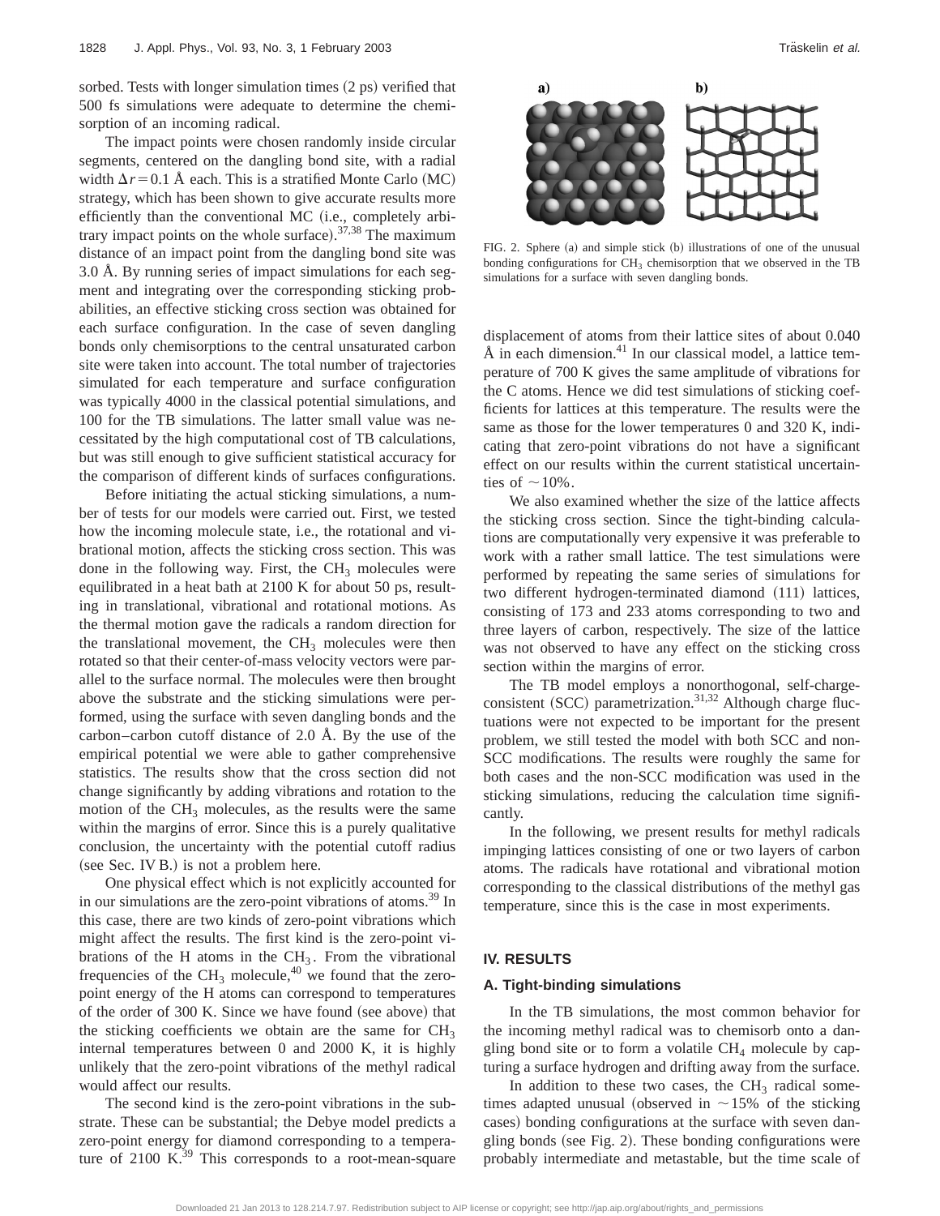sorbed. Tests with longer simulation times (2 ps) verified that 500 fs simulations were adequate to determine the chemisorption of an incoming radical.

The impact points were chosen randomly inside circular segments, centered on the dangling bond site, with a radial width $\Delta r = 0.1$ Å each. This is a stratified Monte Carlo (MC) strategy, which has been shown to give accurate results more efficiently than the conventional MC (i.e., completely arbitrary impact points on the whole surface).[37,38] The maximum distance of an impact point from the dangling bond site was 3.0 Å. By running series of impact simulations for each segment and integrating over the corresponding sticking probabilities, an effective sticking cross section was obtained for each surface configuration. In the case of seven dangling bonds only chemisorptions to the central unsaturated carbon site were taken into account. The total number of trajectories simulated for each temperature and surface configuration was typically 4000 in the classical potential simulations, and 100 for the TB simulations. The latter small value was necessitated by the high computational cost of TB calculations, but was still enough to give sufficient statistical accuracy for the comparison of different kinds of surfaces configurations.

Before initiating the actual sticking simulations, a number of tests for our models were carried out. First, we tested how the incoming molecule state, i.e., the rotational and vibrational motion, affects the sticking cross section. This was done in the following way. First, the $CH_3$ molecules were equilibrated in a heat bath at 2100 K for about 50 ps, resulting in translational, vibrational and rotational motions. As the thermal motion gave the radicals a random direction for the translational movement, the $CH_3$ molecules were then rotated so that their center-of-mass velocity vectors were parallel to the surface normal. The molecules were then brought above the substrate and the sticking simulations were performed, using the surface with seven dangling bonds and the carbon–carbon cutoff distance of 2.0 Å. By the use of the empirical potential we were able to gather comprehensive statistics. The results show that the cross section did not change significantly by adding vibrations and rotation to the motion of the $CH_3$ molecules, as the results were the same within the margins of error. Since this is a purely qualitative conclusion, the uncertainty with the potential cutoff radius (see Sec. IV B.) is not a problem here.

One physical effect which is not explicitly accounted for in our simulations are the zero-point vibrations of atoms.[39] In this case, there are two kinds of zero-point vibrations which might affect the results. The first kind is the zero-point vibrations of the H atoms in the $CH_3$. From the vibrational frequencies of the $CH_3$ molecule,[40] we found that the zero-point energy of the H atoms can correspond to temperatures of the order of 300 K. Since we have found (see above) that the sticking coefficients we obtain are the same for $CH_3$ internal temperatures between 0 and 2000 K, it is highly unlikely that the zero-point vibrations of the methyl radical would affect our results.

The second kind is the zero-point vibrations in the substrate. These can be substantial; the Debye model predicts a zero-point energy for diamond corresponding to a temperature of 2100 K.[39] This corresponds to a root-mean-square displacement of atoms from their lattice sites of about 0.040 Å in each dimension.[41] In our classical model, a lattice temperature of 700 K gives the same amplitude of vibrations for the C atoms. Hence we did test simulations of sticking coefficients for lattices at this temperature. The results were the same as those for the lower temperatures 0 and 320 K, indicating that zero-point vibrations do not have a significant effect on our results within the current statistical uncertainties of $\sim 10\%$.

FIG. 2. Sphere (a) and simple stick (b) illustrations of one of the unusual bonding configurations for $CH_3$ chemisorption that we observed in the TB simulations for a surface with seven dangling bonds.

We also examined whether the size of the lattice affects the sticking cross section. Since the tight-binding calculations are computationally very expensive it was preferable to work with a rather small lattice. The test simulations were performed by repeating the same series of simulations for two different hydrogen-terminated diamond (111) lattices, consisting of 173 and 233 atoms corresponding to two and three layers of carbon, respectively. The size of the lattice was not observed to have any effect on the sticking cross section within the margins of error.

The TB model employs a nonorthogonal, self-charge-consistent (SCC) parametrization.[31,32] Although charge fluctuations were not expected to be important for the present problem, we still tested the model with both SCC and non-SCC modifications. The results were roughly the same for both cases and the non-SCC modification was used in the sticking simulations, reducing the calculation time significantly.

In the following, we present results for methyl radicals impinging lattices consisting of one or two layers of carbon atoms. The radicals have rotational and vibrational motion corresponding to the classical distributions of the methyl gas temperature, since this is the case in most experiments.

## IV. RESULTS

### A. Tight-binding simulations

In the TB simulations, the most common behavior for the incoming methyl radical was to chemisorb onto a dangling bond site or to form a volatile $CH_4$ molecule by capturing a surface hydrogen and drifting away from the surface.

In addition to these two cases, the $CH_3$ radical sometimes adapted unusual (observed in $\sim 15\%$ of the sticking cases) bonding configurations at the surface with seven dangling bonds (see Fig. 2). These bonding configurations were probably intermediate and metastable, but the time scale of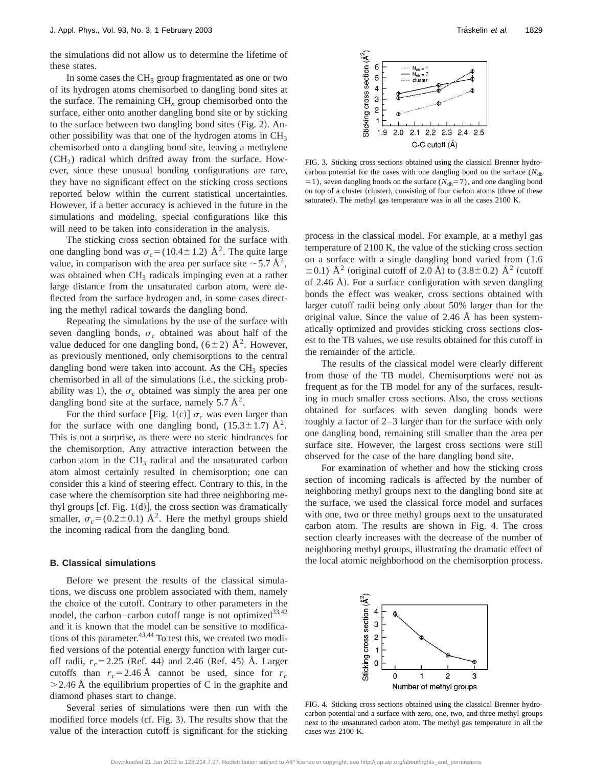the simulations did not allow us to determine the lifetime of these states.

In some cases the $CH_3$ group fragmentated as one or two of its hydrogen atoms chemisorbed to dangling bond sites at the surface. The remaining $CH_x$ group chemisorbed onto the surface, either onto another dangling bond site or by sticking to the surface between two dangling bond sites (Fig. 2). Another possibility was that one of the hydrogen atoms in $CH_3$ chemisorbed onto a dangling bond site, leaving a methylene ($CH_2$) radical which drifted away from the surface. However, since these unusual bonding configurations are rare, they have no significant effect on the sticking cross sections reported below within the current statistical uncertainties. However, if a better accuracy is achieved in the future in the simulations and modeling, special configurations like this will need to be taken into consideration in the analysis.

The sticking cross section obtained for the surface with one dangling bond was $\sigma_c = (10.4 \pm 1.2)$ Å$^2$. The quite large value, in comparison with the area per surface site ~5.7 Å$^2$, was obtained when $CH_3$ radicals impinging even at a rather large distance from the unsaturated carbon atom, were deflected from the surface hydrogen and, in some cases directing the methyl radical towards the dangling bond.

Repeating the simulations by the use of the surface with seven dangling bonds, $\sigma_c$ obtained was about half of the value deduced for one dangling bond, $(6 \pm 2)$ Å$^2$. However, as previously mentioned, only chemisorptions to the central dangling bond were taken into account. As the $CH_3$ species chemisorbed in all of the simulations (i.e., the sticking probability was 1), the $\sigma_c$ obtained was simply the area per one dangling bond site at the surface, namely 5.7 Å$^2$.

For the third surface [Fig. 1(c)] $\sigma_c$ was even larger than for the surface with one dangling bond, $(15.3 \pm 1.7)$ Å$^2$. This is not a surprise, as there were no steric hindrances for the chemisorption. Any attractive interaction between the carbon atom in the $CH_3$ radical and the unsaturated carbon atom almost certainly resulted in chemisorption; one can consider this a kind of steering effect. Contrary to this, in the case where the chemisorption site had three neighboring methyl groups [cf. Fig. 1(d)], the cross section was dramatically smaller, $\sigma_c = (0.2 \pm 0.1)$ Å$^2$. Here the methyl groups shield the incoming radical from the dangling bond.

### B. Classical simulations

Before we present the results of the classical simulations, we discuss one problem associated with them, namely the choice of the cutoff. Contrary to other parameters in the model, the carbon–carbon cutoff range is not optimized[33,42] and it is known that the model can be sensitive to modifications of this parameter.[43,44] To test this, we created two modified versions of the potential energy function with larger cutoff radii, $r_c = 2.25$ (Ref. 44) and 2.46 (Ref. 45) Å. Larger cutoffs than $r_c = 2.46$ Å cannot be used, since for $r_c > 2.46$ Å the equilibrium properties of C in the graphite and diamond phases start to change.

Several series of simulations were then run with the modified force models (cf. Fig. 3). The results show that the value of the interaction cutoff is significant for the sticking process in the classical model. For example, at a methyl gas temperature of 2100 K, the value of the sticking cross section on a surface with a single dangling bond varied from $(1.6 \pm 0.1)$ Å$^2$ (original cutoff of 2.0 Å) to $(3.8 \pm 0.2)$ Å$^2$ (cutoff of 2.46 Å). For a surface configuration with seven dangling bonds the effect was weaker, cross sections obtained with larger cutoff radii being only about 50% larger than for the original value. Since the value of 2.46 Å has been systematically optimized and provides sticking cross sections closest to the TB values, we use results obtained for this cutoff in the remainder of the article.

FIG. 3. Sticking cross sections obtained using the classical Brenner hydrocarbon potential for the cases with one dangling bond on the surface ($N_{db} = 1$), seven dangling bonds on the surface ($N_{db} = 7$), and one dangling bond on top of a cluster (cluster), consisting of four carbon atoms (three of these saturated). The methyl gas temperature was in all the cases 2100 K.

The results of the classical model were clearly different from those of the TB model. Chemisorptions were not as frequent as for the TB model for any of the surfaces, resulting in much smaller cross sections. Also, the cross sections obtained for surfaces with seven dangling bonds were roughly a factor of 2–3 larger than for the surface with only one dangling bond, remaining still smaller than the area per surface site. However, the largest cross sections were still observed for the case of the bare dangling bond site.

For examination of whether and how the sticking cross section of incoming radicals is affected by the number of neighboring methyl groups next to the dangling bond site at the surface, we used the classical force model and surfaces with one, two or three methyl groups next to the unsaturated carbon atom. The results are shown in Fig. 4. The cross section clearly increases with the decrease of the number of neighboring methyl groups, illustrating the dramatic effect of the local atomic neighborhood on the chemisorption process.

FIG. 4. Sticking cross sections obtained using the classical Brenner hydrocarbon potential and a surface with zero, one, two, and three methyl groups next to the unsaturated carbon atom. The methyl gas temperature in all the cases was 2100 K.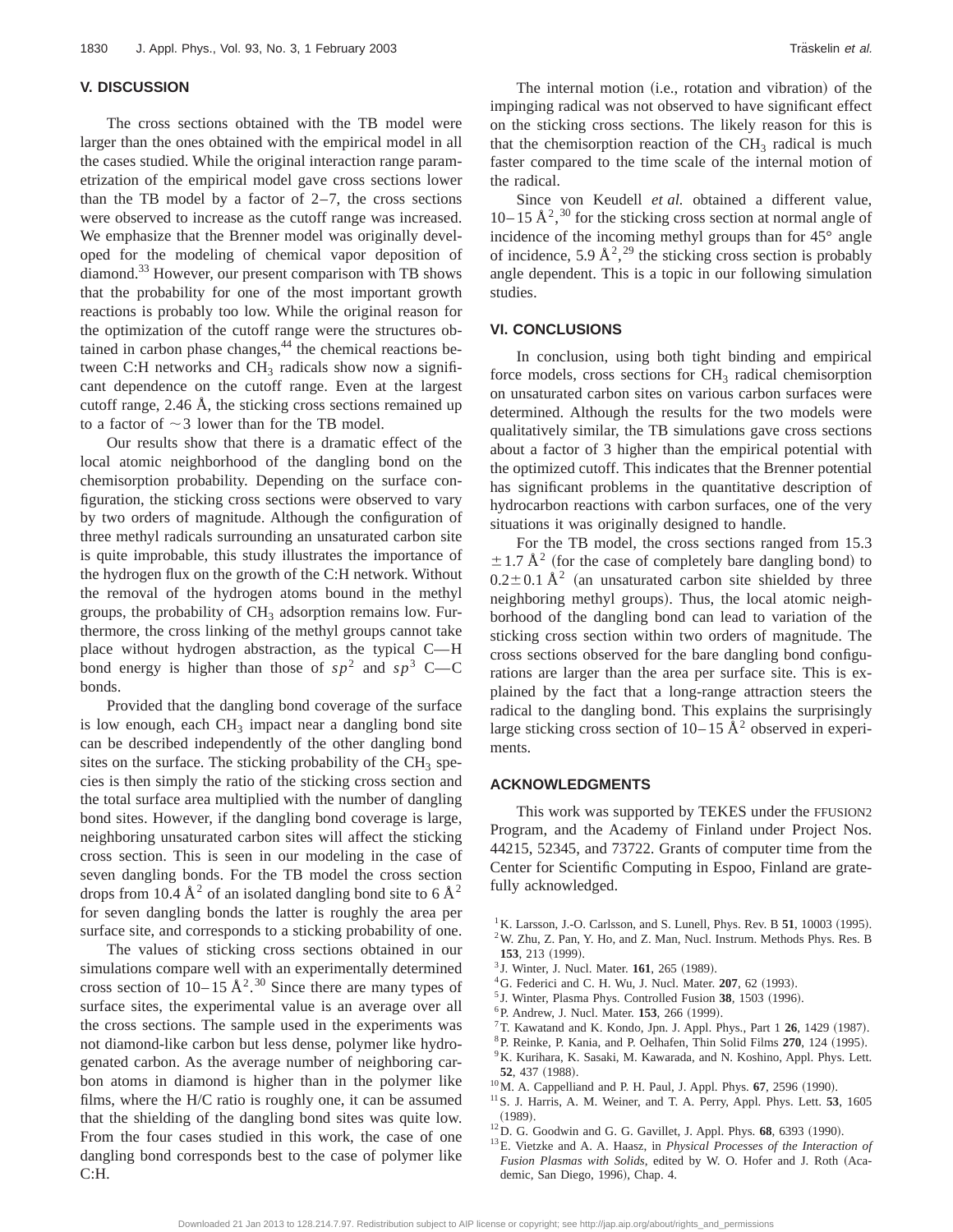## V. DISCUSSION

The cross sections obtained with the TB model were larger than the ones obtained with the empirical model in all the cases studied. While the original interaction range parametrization of the empirical model gave cross sections lower than the TB model by a factor of 2–7, the cross sections were observed to increase as the cutoff range was increased. We emphasize that the Brenner model was originally developed for the modeling of chemical vapor deposition of diamond.[33] However, our present comparison with TB shows that the probability for one of the most important growth reactions is probably too low. While the original reason for the optimization of the cutoff range were the structures obtained in carbon phase changes,[44] the chemical reactions between C:H networks and $CH_3$ radicals show now a significant dependence on the cutoff range. Even at the largest cutoff range, 2.46 Å, the sticking cross sections remained up to a factor of $\sim 3$ lower than for the TB model.

Our results show that there is a dramatic effect of the local atomic neighborhood of the dangling bond on the chemisorption probability. Depending on the surface configuration, the sticking cross sections were observed to vary by two orders of magnitude. Although the configuration of three methyl radicals surrounding an unsaturated carbon site is quite improbable, this study illustrates the importance of the hydrogen flux on the growth of the C:H network. Without the removal of the hydrogen atoms bound in the methyl groups, the probability of $CH_3$ adsorption remains low. Furthermore, the cross linking of the methyl groups cannot take place without hydrogen abstraction, as the typical C—H bond energy is higher than those of $sp^2$ and $sp^3$ C—C bonds.

Provided that the dangling bond coverage of the surface is low enough, each $CH_3$ impact near a dangling bond site can be described independently of the other dangling bond sites on the surface. The sticking probability of the $CH_3$ species is then simply the ratio of the sticking cross section and the total surface area multiplied with the number of dangling bond sites. However, if the dangling bond coverage is large, neighboring unsaturated carbon sites will affect the sticking cross section. This is seen in our modeling in the case of seven dangling bonds. For the TB model the cross section drops from 10.4 Å$^2$ of an isolated dangling bond site to 6 Å$^2$ for seven dangling bonds the latter is roughly the area per surface site, and corresponds to a sticking probability of one.

The values of sticking cross sections obtained in our simulations compare well with an experimentally determined cross section of 10–15 Å$^2$.[30] Since there are many types of surface sites, the experimental value is an average over all the cross sections. The sample used in the experiments was not diamond-like carbon but less dense, polymer like hydrogenated carbon. As the average number of neighboring carbon atoms in diamond is higher than in the polymer like films, where the H/C ratio is roughly one, it can be assumed that the shielding of the dangling bond sites was quite low. From the four cases studied in this work, the case of one dangling bond corresponds best to the case of polymer like C:H.

The internal motion (i.e., rotation and vibration) of the impinging radical was not observed to have significant effect on the sticking cross sections. The likely reason for this is that the chemisorption reaction of the $CH_3$ radical is much faster compared to the time scale of the internal motion of the radical.

Since von Keudell *et al.* obtained a different value, 10–15 Å$^2$,[30] for the sticking cross section at normal angle of incidence of the incoming methyl groups than for 45° angle of incidence, 5.9 Å$^2$,[29] the sticking cross section is probably angle dependent. This is a topic in our following simulation studies.

## VI. CONCLUSIONS

In conclusion, using both tight binding and empirical force models, cross sections for $CH_3$ radical chemisorption on unsaturated carbon sites on various carbon surfaces were determined. Although the results for the two models were qualitatively similar, the TB simulations gave cross sections about a factor of 3 higher than the empirical potential with the optimized cutoff. This indicates that the Brenner potential has significant problems in the quantitative description of hydrocarbon reactions with carbon surfaces, one of the very situations it was originally designed to handle.

For the TB model, the cross sections ranged from 15.3 $\pm 1.7$ Å$^2$ (for the case of completely bare dangling bond) to $0.2 \pm 0.1$ Å$^2$ (an unsaturated carbon site shielded by three neighboring methyl groups). Thus, the local atomic neighborhood of the dangling bond can lead to variation of the sticking cross section within two orders of magnitude. The cross sections observed for the bare dangling bond configurations are larger than the area per surface site. This is explained by the fact that a long-range attraction steers the radical to the dangling bond. This explains the surprisingly large sticking cross section of 10–15 Å$^2$ observed in experiments.

## ACKNOWLEDGMENTS

This work was supported by TEKES under the FFUSION2 Program, and the Academy of Finland under Project Nos. 44215, 52345, and 73722. Grants of computer time from the Center for Scientific Computing in Espoo, Finland are gratefully acknowledged.

[1] K. Larsson, J.-O. Carlsson, and S. Lunell, Phys. Rev. B **51**, 10003 (1995).
[2] W. Zhu, Z. Pan, Y. Ho, and Z. Man, Nucl. Instrum. Methods Phys. Res. B **153**, 213 (1999).
[3] J. Winter, J. Nucl. Mater. **161**, 265 (1989).
[4] G. Federici and C. H. Wu, J. Nucl. Mater. **207**, 62 (1993).
[5] J. Winter, Plasma Phys. Controlled Fusion **38**, 1503 (1996).
[6] P. Andrew, J. Nucl. Mater. **153**, 266 (1999).
[7] T. Kawatand and K. Kondo, Jpn. J. Appl. Phys., Part 1 **26**, 1429 (1987).
[8] P. Reinke, P. Kania, and P. Oelhafen, Thin Solid Films **270**, 124 (1995).
[9] K. Kurihara, K. Sasaki, M. Kawarada, and N. Koshino, Appl. Phys. Lett. **52**, 437 (1988).
[10] M. A. Cappelliand and P. H. Paul, J. Appl. Phys. **67**, 2596 (1990).
[11] S. J. Harris, A. M. Weiner, and T. A. Perry, Appl. Phys. Lett. **53**, 1605 (1989).
[12] D. G. Goodwin and G. G. Gavillet, J. Appl. Phys. **68**, 6393 (1990).
[13] E. Vietzke and A. A. Haasz, in *Physical Processes of the Interaction of Fusion Plasmas with Solids*, edited by W. O. Hofer and J. Roth (Academic, San Diego, 1996), Chap. 4.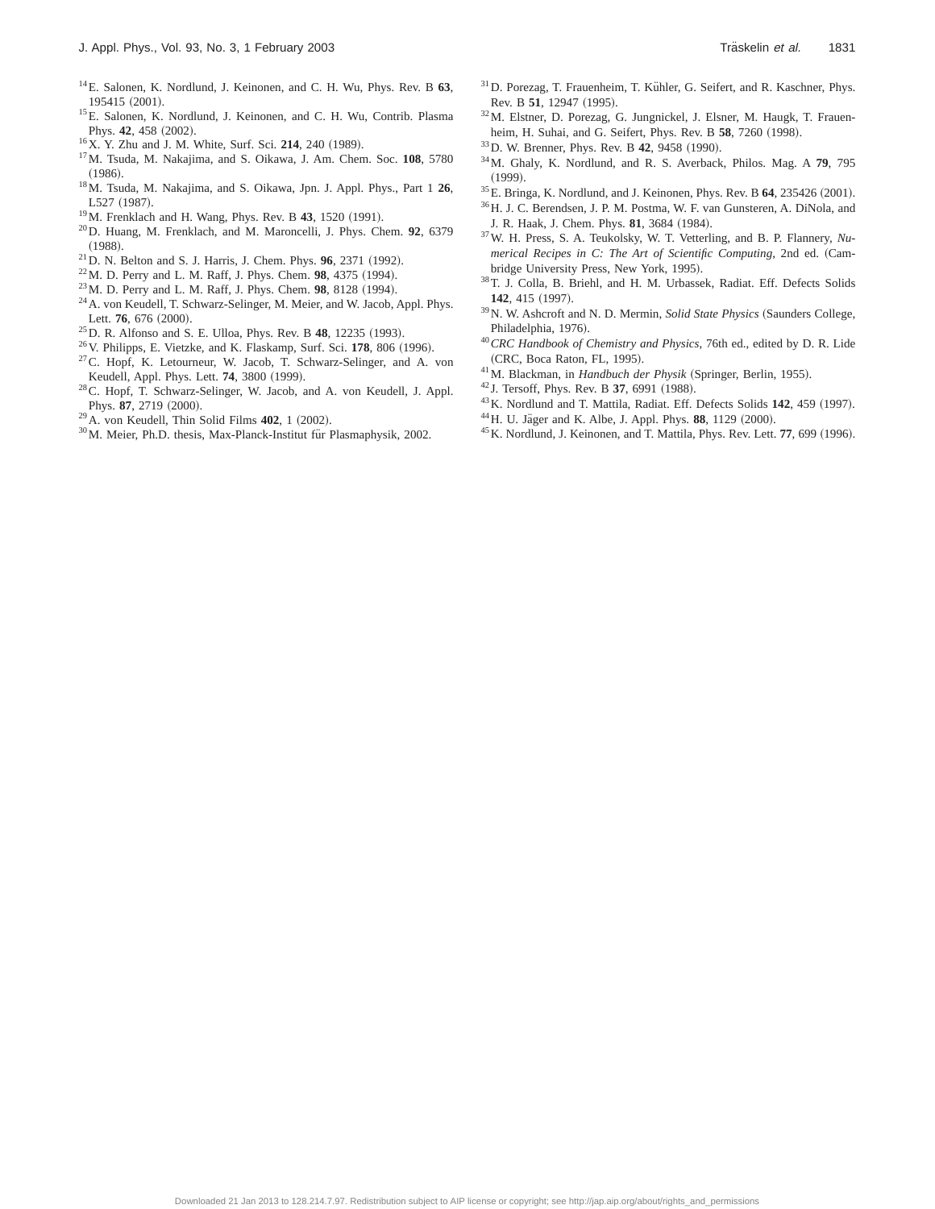[14] E. Salonen, K. Nordlund, J. Keinonen, and C. H. Wu, Phys. Rev. B **63**, 195415 (2001).

[15] E. Salonen, K. Nordlund, J. Keinonen, and C. H. Wu, Contrib. Plasma Phys. **42**, 458 (2002).

[16] X. Y. Zhu and J. M. White, Surf. Sci. **214**, 240 (1989).

[17] M. Tsuda, M. Nakajima, and S. Oikawa, J. Am. Chem. Soc. **108**, 5780 (1986).

[18] M. Tsuda, M. Nakajima, and S. Oikawa, Jpn. J. Appl. Phys., Part 1 **26**, L527 (1987).

[19] M. Frenklach and H. Wang, Phys. Rev. B **43**, 1520 (1991).

[20] D. Huang, M. Frenklach, and M. Maroncelli, J. Phys. Chem. **92**, 6379 (1988).

[21] D. N. Belton and S. J. Harris, J. Chem. Phys. **96**, 2371 (1992).

[22] M. D. Perry and L. M. Raff, J. Phys. Chem. **98**, 4375 (1994).

[23] M. D. Perry and L. M. Raff, J. Phys. Chem. **98**, 8128 (1994).

[24] A. von Keudell, T. Schwarz-Selinger, M. Meier, and W. Jacob, Appl. Phys. Lett. **76**, 676 (2000).

[25] D. R. Alfonso and S. E. Ulloa, Phys. Rev. B **48**, 12235 (1993).

[26] V. Philipps, E. Vietzke, and K. Flaskamp, Surf. Sci. **178**, 806 (1996).

[27] C. Hopf, K. Letourneur, W. Jacob, T. Schwarz-Selinger, and A. von Keudell, Appl. Phys. Lett. **74**, 3800 (1999).

[28] C. Hopf, T. Schwarz-Selinger, W. Jacob, and A. von Keudell, J. Appl. Phys. **87**, 2719 (2000).

[29] A. von Keudell, Thin Solid Films **402**, 1 (2002).

[30] M. Meier, Ph.D. thesis, Max-Planck-Institut für Plasmaphysik, 2002.

[31] D. Porezag, T. Frauenheim, T. Kühler, G. Seifert, and R. Kaschner, Phys. Rev. B **51**, 12947 (1995).

[32] M. Elstner, D. Porezag, G. Jungnickel, J. Elsner, M. Haugk, T. Frauenheim, H. Suhai, and G. Seifert, Phys. Rev. B **58**, 7260 (1998).

[33] D. W. Brenner, Phys. Rev. B **42**, 9458 (1990).

[34] M. Ghaly, K. Nordlund, and R. S. Averback, Philos. Mag. A **79**, 795 (1999).

[35] E. Bringa, K. Nordlund, and J. Keinonen, Phys. Rev. B **64**, 235426 (2001).

[36] H. J. C. Berendsen, J. P. M. Postma, W. F. van Gunsteren, A. DiNola, and J. R. Haak, J. Chem. Phys. **81**, 3684 (1984).

[37] W. H. Press, S. A. Teukolsky, W. T. Vetterling, and B. P. Flannery, *Numerical Recipes in C: The Art of Scientific Computing*, 2nd ed. (Cambridge University Press, New York, 1995).

[38] T. J. Colla, B. Briehl, and H. M. Urbassek, Radiat. Eff. Defects Solids **142**, 415 (1997).

[39] N. W. Ashcroft and N. D. Mermin, *Solid State Physics* (Saunders College, Philadelphia, 1976).

[40] *CRC Handbook of Chemistry and Physics*, 76th ed., edited by D. R. Lide (CRC, Boca Raton, FL, 1995).

[41] M. Blackman, in *Handbuch der Physik* (Springer, Berlin, 1955).

[42] J. Tersoff, Phys. Rev. B **37**, 6991 (1988).

[43] K. Nordlund and T. Mattila, Radiat. Eff. Defects Solids **142**, 459 (1997).

[44] H. U. Jäger and K. Albe, J. Appl. Phys. **88**, 1129 (2000).

[45] K. Nordlund, J. Keinonen, and T. Mattila, Phys. Rev. Lett. **77**, 699 (1996).